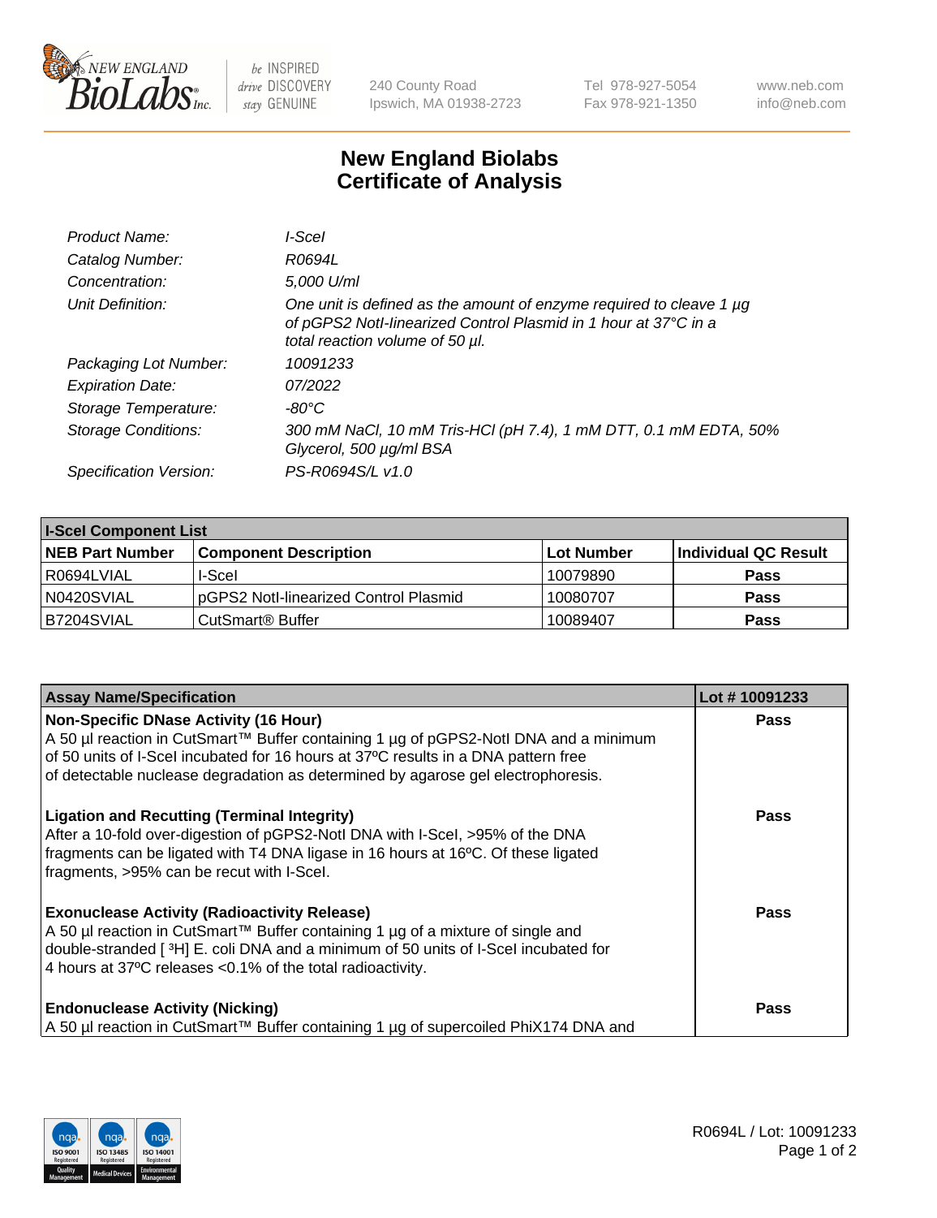# New England Biolabs Certificate of Analysis

| | |
|---|---|
| *Product Name:* | *I-SceI* |
| *Catalog Number:* | *R0694L* |
| *Concentration:* | *5,000 U/ml* |
| *Unit Definition:* | *One unit is defined as the amount of enzyme required to cleave 1 µg of pGPS2 NotI-linearized Control Plasmid in 1 hour at 37°C in a total reaction volume of 50 µl.* |
| *Packaging Lot Number:* | *10091233* |
| *Expiration Date:* | *07/2022* |
| *Storage Temperature:* | *-80°C* |
| *Storage Conditions:* | *300 mM NaCl, 10 mM Tris-HCl (pH 7.4), 1 mM DTT, 0.1 mM EDTA, 50% Glycerol, 500 µg/ml BSA* |
| *Specification Version:* | *PS-R0694S/L v1.0* |

| I-SceI Component List | | | |
|---|---|---|---|
| **NEB Part Number** | **Component Description** | **Lot Number** | **Individual QC Result** |
| R0694LVIAL | I-SceI | 10079890 | **Pass** |
| N0420SVIAL | pGPS2 NotI-linearized Control Plasmid | 10080707 | **Pass** |
| B7204SVIAL | CutSmart® Buffer | 10089407 | **Pass** |

| Assay Name/Specification | Lot # 10091233 |
|---|---|
| **Non-Specific DNase Activity (16 Hour)**<br>A 50 µl reaction in CutSmart™ Buffer containing 1 µg of pGPS2-NotI DNA and a minimum of 50 units of I-SceI incubated for 16 hours at 37ºC results in a DNA pattern free of detectable nuclease degradation as determined by agarose gel electrophoresis. | **Pass** |
| **Ligation and Recutting (Terminal Integrity)**<br>After a 10-fold over-digestion of pGPS2-NotI DNA with I-SceI, >95% of the DNA fragments can be ligated with T4 DNA ligase in 16 hours at 16ºC. Of these ligated fragments, >95% can be recut with I-SceI. | **Pass** |
| **Exonuclease Activity (Radioactivity Release)**<br>A 50 µl reaction in CutSmart™ Buffer containing 1 µg of a mixture of single and double-stranded [ $^{3}$H] E. coli DNA and a minimum of 50 units of I-SceI incubated for 4 hours at 37ºC releases <0.1% of the total radioactivity. | **Pass** |
| **Endonuclease Activity (Nicking)**<br>A 50 µl reaction in CutSmart™ Buffer containing 1 µg of supercoiled PhiX174 DNA and | **Pass** |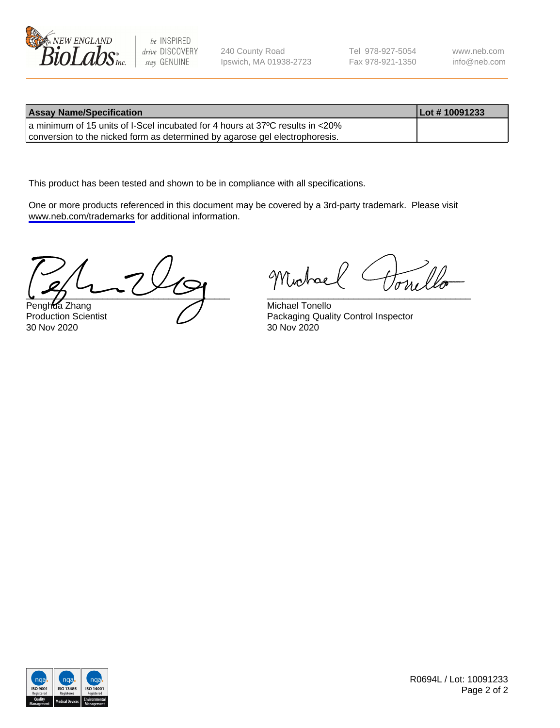| Assay Name/Specification | Lot # 10091233 |
| --- | --- |
| a minimum of 15 units of I-SceI incubated for 4 hours at 37ºC results in <20% conversion to the nicked form as determined by agarose gel electrophoresis. | |

This product has been tested and shown to be in compliance with all specifications.

One or more products referenced in this document may be covered by a 3rd-party trademark. Please visit www.neb.com/trademarks for additional information.

Penghua Zhang
Production Scientist
30 Nov 2020

Michael Tonello
Packaging Quality Control Inspector
30 Nov 2020

R0694L / Lot: 10091233